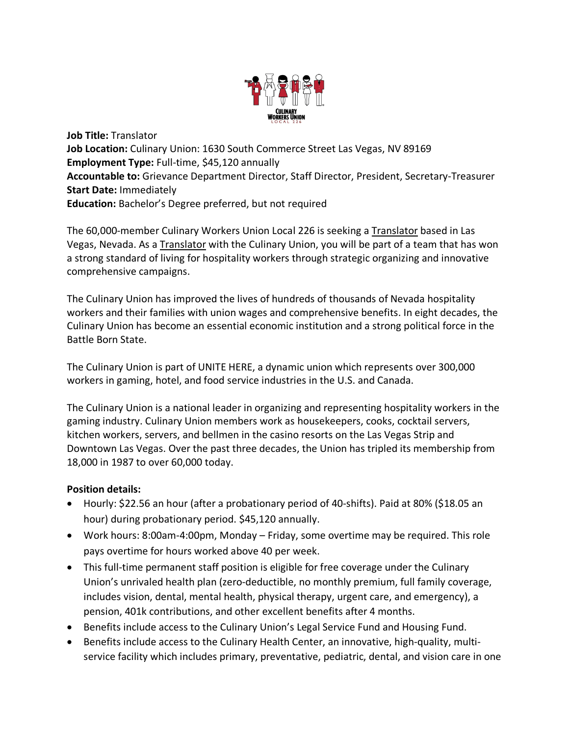**Job Title:** Translator
**Job Location:** Culinary Union: 1630 South Commerce Street Las Vegas, NV 89169
**Employment Type:** Full-time, $45,120 annually
**Accountable to:** Grievance Department Director, Staff Director, President, Secretary-Treasurer
**Start Date:** Immediately
**Education:** Bachelor's Degree preferred, but not required

The 60,000-member Culinary Workers Union Local 226 is seeking a Translator based in Las Vegas, Nevada. As a Translator with the Culinary Union, you will be part of a team that has won a strong standard of living for hospitality workers through strategic organizing and innovative comprehensive campaigns.

The Culinary Union has improved the lives of hundreds of thousands of Nevada hospitality workers and their families with union wages and comprehensive benefits. In eight decades, the Culinary Union has become an essential economic institution and a strong political force in the Battle Born State.

The Culinary Union is part of UNITE HERE, a dynamic union which represents over 300,000 workers in gaming, hotel, and food service industries in the U.S. and Canada.

The Culinary Union is a national leader in organizing and representing hospitality workers in the gaming industry. Culinary Union members work as housekeepers, cooks, cocktail servers, kitchen workers, servers, and bellmen in the casino resorts on the Las Vegas Strip and Downtown Las Vegas. Over the past three decades, the Union has tripled its membership from 18,000 in 1987 to over 60,000 today.

**Position details:**

- Hourly: $22.56 an hour (after a probationary period of 40-shifts). Paid at 80% ($18.05 an hour) during probationary period. $45,120 annually.
- Work hours: 8:00am-4:00pm, Monday – Friday, some overtime may be required. This role pays overtime for hours worked above 40 per week.
- This full-time permanent staff position is eligible for free coverage under the Culinary Union's unrivaled health plan (zero-deductible, no monthly premium, full family coverage, includes vision, dental, mental health, physical therapy, urgent care, and emergency), a pension, 401k contributions, and other excellent benefits after 4 months.
- Benefits include access to the Culinary Union's Legal Service Fund and Housing Fund.
- Benefits include access to the Culinary Health Center, an innovative, high-quality, multi-service facility which includes primary, preventative, pediatric, dental, and vision care in one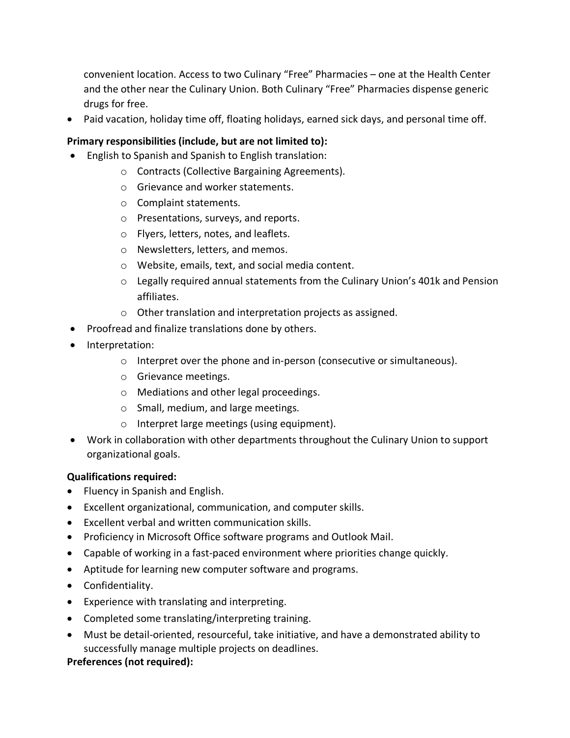convenient location. Access to two Culinary "Free" Pharmacies – one at the Health Center and the other near the Culinary Union. Both Culinary "Free" Pharmacies dispense generic drugs for free.

- Paid vacation, holiday time off, floating holidays, earned sick days, and personal time off.

**Primary responsibilities (include, but are not limited to):**

- English to Spanish and Spanish to English translation:
  - Contracts (Collective Bargaining Agreements).
  - Grievance and worker statements.
  - Complaint statements.
  - Presentations, surveys, and reports.
  - Flyers, letters, notes, and leaflets.
  - Newsletters, letters, and memos.
  - Website, emails, text, and social media content.
  - Legally required annual statements from the Culinary Union's 401k and Pension affiliates.
  - Other translation and interpretation projects as assigned.
- Proofread and finalize translations done by others.
- Interpretation:
  - Interpret over the phone and in-person (consecutive or simultaneous).
  - Grievance meetings.
  - Mediations and other legal proceedings.
  - Small, medium, and large meetings.
  - Interpret large meetings (using equipment).
- Work in collaboration with other departments throughout the Culinary Union to support organizational goals.

**Qualifications required:**

- Fluency in Spanish and English.
- Excellent organizational, communication, and computer skills.
- Excellent verbal and written communication skills.
- Proficiency in Microsoft Office software programs and Outlook Mail.
- Capable of working in a fast-paced environment where priorities change quickly.
- Aptitude for learning new computer software and programs.
- Confidentiality.
- Experience with translating and interpreting.
- Completed some translating/interpreting training.
- Must be detail-oriented, resourceful, take initiative, and have a demonstrated ability to successfully manage multiple projects on deadlines.

**Preferences (not required):**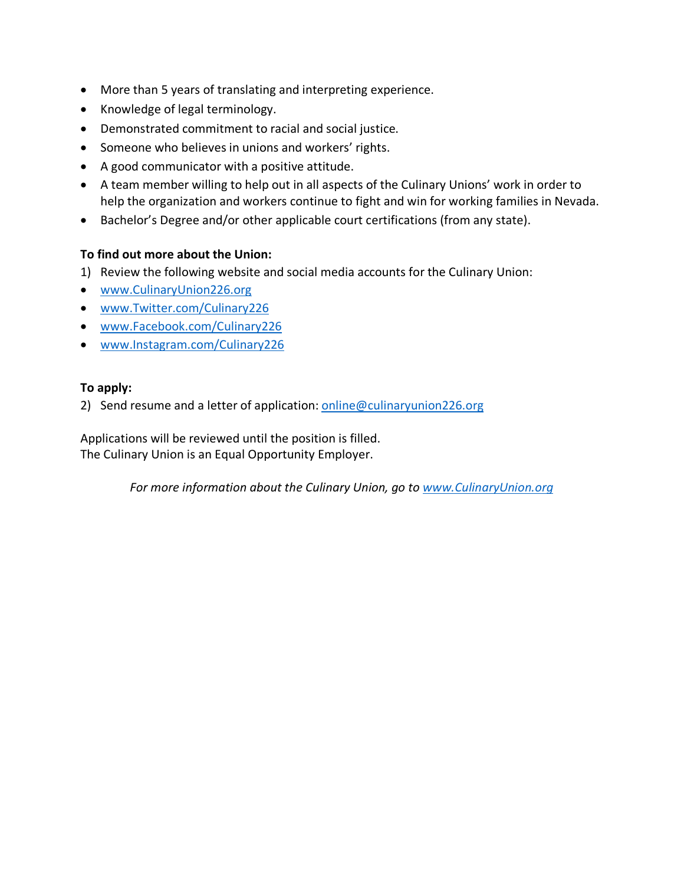- More than 5 years of translating and interpreting experience.
- Knowledge of legal terminology.
- Demonstrated commitment to racial and social justice.
- Someone who believes in unions and workers' rights.
- A good communicator with a positive attitude.
- A team member willing to help out in all aspects of the Culinary Unions' work in order to help the organization and workers continue to fight and win for working families in Nevada.
- Bachelor's Degree and/or other applicable court certifications (from any state).

**To find out more about the Union:**

1) Review the following website and social media accounts for the Culinary Union:

- www.CulinaryUnion226.org
- www.Twitter.com/Culinary226
- www.Facebook.com/Culinary226
- www.Instagram.com/Culinary226

**To apply:**

2) Send resume and a letter of application: online@culinaryunion226.org

Applications will be reviewed until the position is filled.
The Culinary Union is an Equal Opportunity Employer.

*For more information about the Culinary Union, go to www.CulinaryUnion.org*